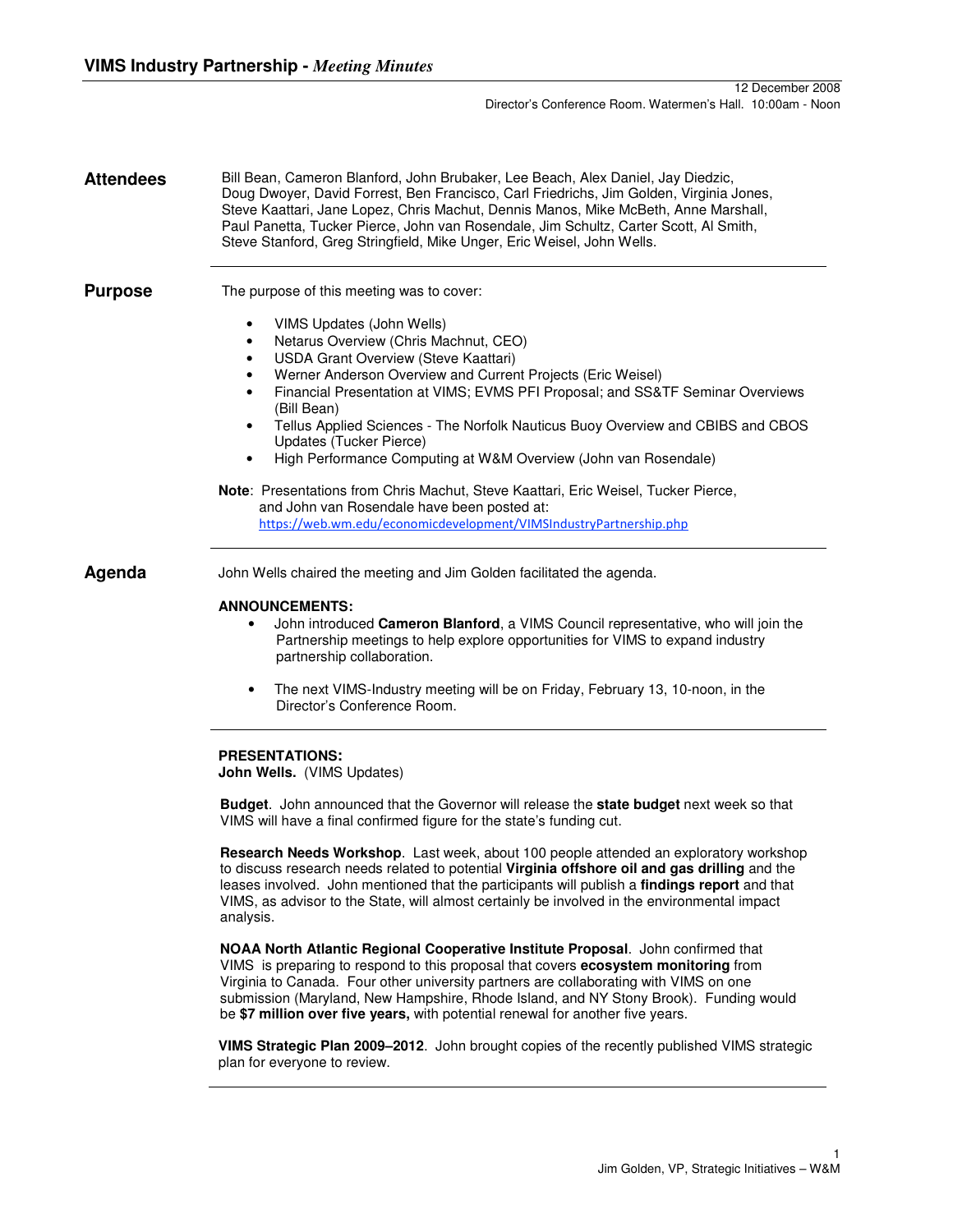# VIMS Industry Partnership - *Meeting Minutes*

12 December 2008
Director's Conference Room. Watermen's Hall. 10:00am - Noon

## Attendees

Bill Bean, Cameron Blanford, John Brubaker, Lee Beach, Alex Daniel, Jay Diedzic, Doug Dwoyer, David Forrest, Ben Francisco, Carl Friedrichs, Jim Golden, Virginia Jones, Steve Kaattari, Jane Lopez, Chris Machut, Dennis Manos, Mike McBeth, Anne Marshall, Paul Panetta, Tucker Pierce, John van Rosendale, Jim Schultz, Carter Scott, Al Smith, Steve Stanford, Greg Stringfield, Mike Unger, Eric Weisel, John Wells.

## Purpose

The purpose of this meeting was to cover:

- VIMS Updates (John Wells)
- Netarus Overview (Chris Machnut, CEO)
- USDA Grant Overview (Steve Kaattari)
- Werner Anderson Overview and Current Projects (Eric Weisel)
- Financial Presentation at VIMS; EVMS PFI Proposal; and SS&TF Seminar Overviews (Bill Bean)
- Tellus Applied Sciences - The Norfolk Nauticus Buoy Overview and CBIBS and CBOS Updates (Tucker Pierce)
- High Performance Computing at W&M Overview (John van Rosendale)

**Note**: Presentations from Chris Machut, Steve Kaattari, Eric Weisel, Tucker Pierce, and John van Rosendale have been posted at: https://web.wm.edu/economicdevelopment/VIMSIndustryPartnership.php

## Agenda

John Wells chaired the meeting and Jim Golden facilitated the agenda.

**ANNOUNCEMENTS:**

- John introduced **Cameron Blanford**, a VIMS Council representative, who will join the Partnership meetings to help explore opportunities for VIMS to expand industry partnership collaboration.
- The next VIMS-Industry meeting will be on Friday, February 13, 10-noon, in the Director's Conference Room.

**PRESENTATIONS:**
**John Wells.** (VIMS Updates)

**Budget**. John announced that the Governor will release the **state budget** next week so that VIMS will have a final confirmed figure for the state's funding cut.

**Research Needs Workshop**. Last week, about 100 people attended an exploratory workshop to discuss research needs related to potential **Virginia offshore oil and gas drilling** and the leases involved. John mentioned that the participants will publish a **findings report** and that VIMS, as advisor to the State, will almost certainly be involved in the environmental impact analysis.

**NOAA North Atlantic Regional Cooperative Institute Proposal**. John confirmed that VIMS is preparing to respond to this proposal that covers **ecosystem monitoring** from Virginia to Canada. Four other university partners are collaborating with VIMS on one submission (Maryland, New Hampshire, Rhode Island, and NY Stony Brook). Funding would be **$7 million over five years,** with potential renewal for another five years.

**VIMS Strategic Plan 2009–2012**. John brought copies of the recently published VIMS strategic plan for everyone to review.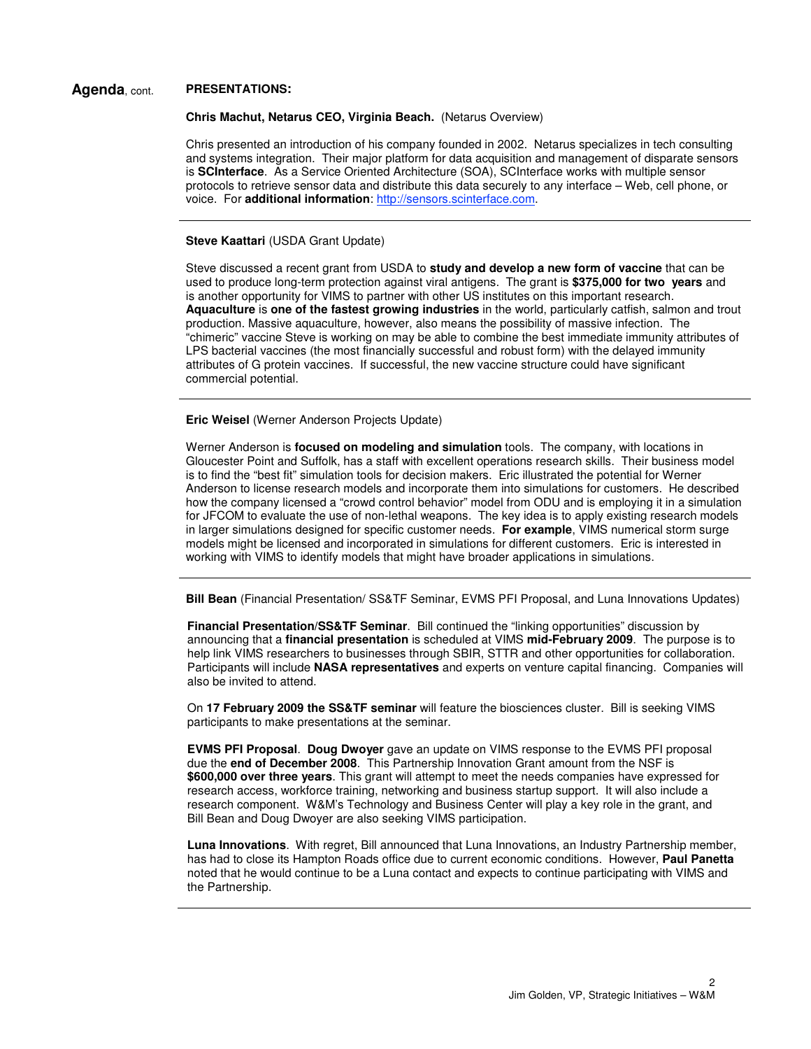**Agenda**, cont. **PRESENTATIONS:**

**Chris Machut, Netarus CEO, Virginia Beach.** (Netarus Overview)

Chris presented an introduction of his company founded in 2002. Netarus specializes in tech consulting and systems integration. Their major platform for data acquisition and management of disparate sensors is **SCInterface**. As a Service Oriented Architecture (SOA), SCInterface works with multiple sensor protocols to retrieve sensor data and distribute this data securely to any interface – Web, cell phone, or voice. For **additional information**: http://sensors.scinterface.com.

---

**Steve Kaattari** (USDA Grant Update)

Steve discussed a recent grant from USDA to **study and develop a new form of vaccine** that can be used to produce long-term protection against viral antigens. The grant is **$375,000 for two years** and is another opportunity for VIMS to partner with other US institutes on this important research. **Aquaculture** is **one of the fastest growing industries** in the world, particularly catfish, salmon and trout production. Massive aquaculture, however, also means the possibility of massive infection. The "chimeric" vaccine Steve is working on may be able to combine the best immediate immunity attributes of LPS bacterial vaccines (the most financially successful and robust form) with the delayed immunity attributes of G protein vaccines. If successful, the new vaccine structure could have significant commercial potential.

---

**Eric Weisel** (Werner Anderson Projects Update)

Werner Anderson is **focused on modeling and simulation** tools. The company, with locations in Gloucester Point and Suffolk, has a staff with excellent operations research skills. Their business model is to find the "best fit" simulation tools for decision makers. Eric illustrated the potential for Werner Anderson to license research models and incorporate them into simulations for customers. He described how the company licensed a "crowd control behavior" model from ODU and is employing it in a simulation for JFCOM to evaluate the use of non-lethal weapons. The key idea is to apply existing research models in larger simulations designed for specific customer needs. **For example**, VIMS numerical storm surge models might be licensed and incorporated in simulations for different customers. Eric is interested in working with VIMS to identify models that might have broader applications in simulations.

---

**Bill Bean** (Financial Presentation/ SS&TF Seminar, EVMS PFI Proposal, and Luna Innovations Updates)

**Financial Presentation/SS&TF Seminar**. Bill continued the "linking opportunities" discussion by announcing that a **financial presentation** is scheduled at VIMS **mid-February 2009**. The purpose is to help link VIMS researchers to businesses through SBIR, STTR and other opportunities for collaboration. Participants will include **NASA representatives** and experts on venture capital financing. Companies will also be invited to attend.

On **17 February 2009 the SS&TF seminar** will feature the biosciences cluster. Bill is seeking VIMS participants to make presentations at the seminar.

**EVMS PFI Proposal**. **Doug Dwoyer** gave an update on VIMS response to the EVMS PFI proposal due the **end of December 2008**. This Partnership Innovation Grant amount from the NSF is **$600,000 over three years**. This grant will attempt to meet the needs companies have expressed for research access, workforce training, networking and business startup support. It will also include a research component. W&M's Technology and Business Center will play a key role in the grant, and Bill Bean and Doug Dwoyer are also seeking VIMS participation.

**Luna Innovations**. With regret, Bill announced that Luna Innovations, an Industry Partnership member, has had to close its Hampton Roads office due to current economic conditions. However, **Paul Panetta** noted that he would continue to be a Luna contact and expects to continue participating with VIMS and the Partnership.

---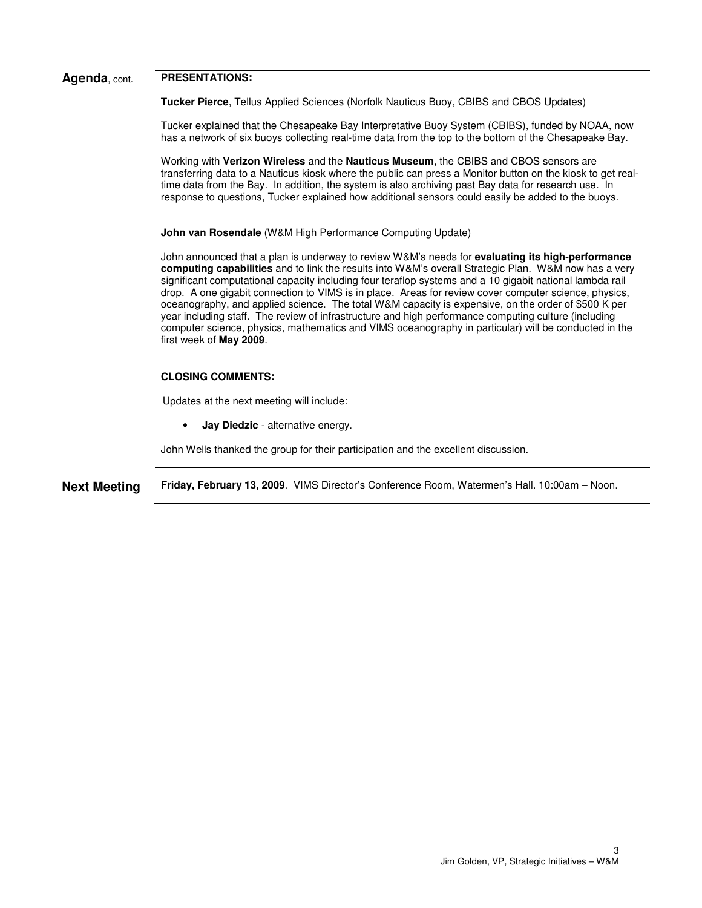## Agenda, cont.

**PRESENTATIONS:**

**Tucker Pierce**, Tellus Applied Sciences (Norfolk Nauticus Buoy, CBIBS and CBOS Updates)

Tucker explained that the Chesapeake Bay Interpretative Buoy System (CBIBS), funded by NOAA, now has a network of six buoys collecting real-time data from the top to the bottom of the Chesapeake Bay.

Working with **Verizon Wireless** and the **Nauticus Museum**, the CBIBS and CBOS sensors are transferring data to a Nauticus kiosk where the public can press a Monitor button on the kiosk to get real-time data from the Bay. In addition, the system is also archiving past Bay data for research use. In response to questions, Tucker explained how additional sensors could easily be added to the buoys.

---

**John van Rosendale** (W&M High Performance Computing Update)

John announced that a plan is underway to review W&M's needs for **evaluating its high-performance computing capabilities** and to link the results into W&M's overall Strategic Plan. W&M now has a very significant computational capacity including four teraflop systems and a 10 gigabit national lambda rail drop. A one gigabit connection to VIMS is in place. Areas for review cover computer science, physics, oceanography, and applied science. The total W&M capacity is expensive, on the order of $500 K per year including staff. The review of infrastructure and high performance computing culture (including computer science, physics, mathematics and VIMS oceanography in particular) will be conducted in the first week of **May 2009**.

---

**CLOSING COMMENTS:**

Updates at the next meeting will include:

- **Jay Diedzic** - alternative energy.

John Wells thanked the group for their participation and the excellent discussion.

---

## Next Meeting

**Friday, February 13, 2009**. VIMS Director's Conference Room, Watermen's Hall. 10:00am – Noon.